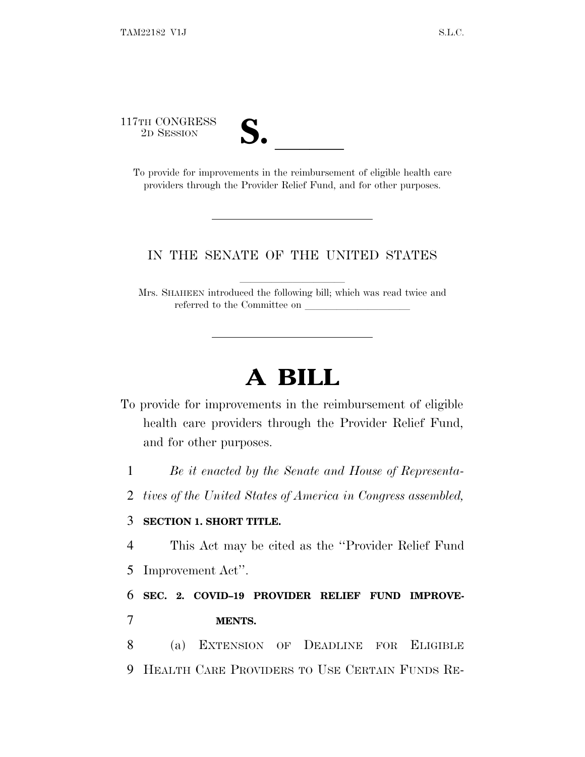117TH CONGRESS
2D SESSION

# S. \_\_\_\_\_\_

To provide for improvements in the reimbursement of eligible health care providers through the Provider Relief Fund, and for other purposes.

---

IN THE SENATE OF THE UNITED STATES

Mrs. SHAHEEN introduced the following bill; which was read twice and referred to the Committee on \_\_\_\_\_\_\_\_\_\_\_\_\_\_\_\_\_\_\_\_

---

# A BILL

To provide for improvements in the reimbursement of eligible health care providers through the Provider Relief Fund, and for other purposes.

1 *Be it enacted by the Senate and House of Representa-*
2 *tives of the United States of America in Congress assembled,*

3 **SECTION 1. SHORT TITLE.**

4 This Act may be cited as the ''Provider Relief Fund
5 Improvement Act''.

6 **SEC. 2. COVID–19 PROVIDER RELIEF FUND IMPROVE-**
7 **MENTS.**

8 (a) EXTENSION OF DEADLINE FOR ELIGIBLE
9 HEALTH CARE PROVIDERS TO USE CERTAIN FUNDS RE-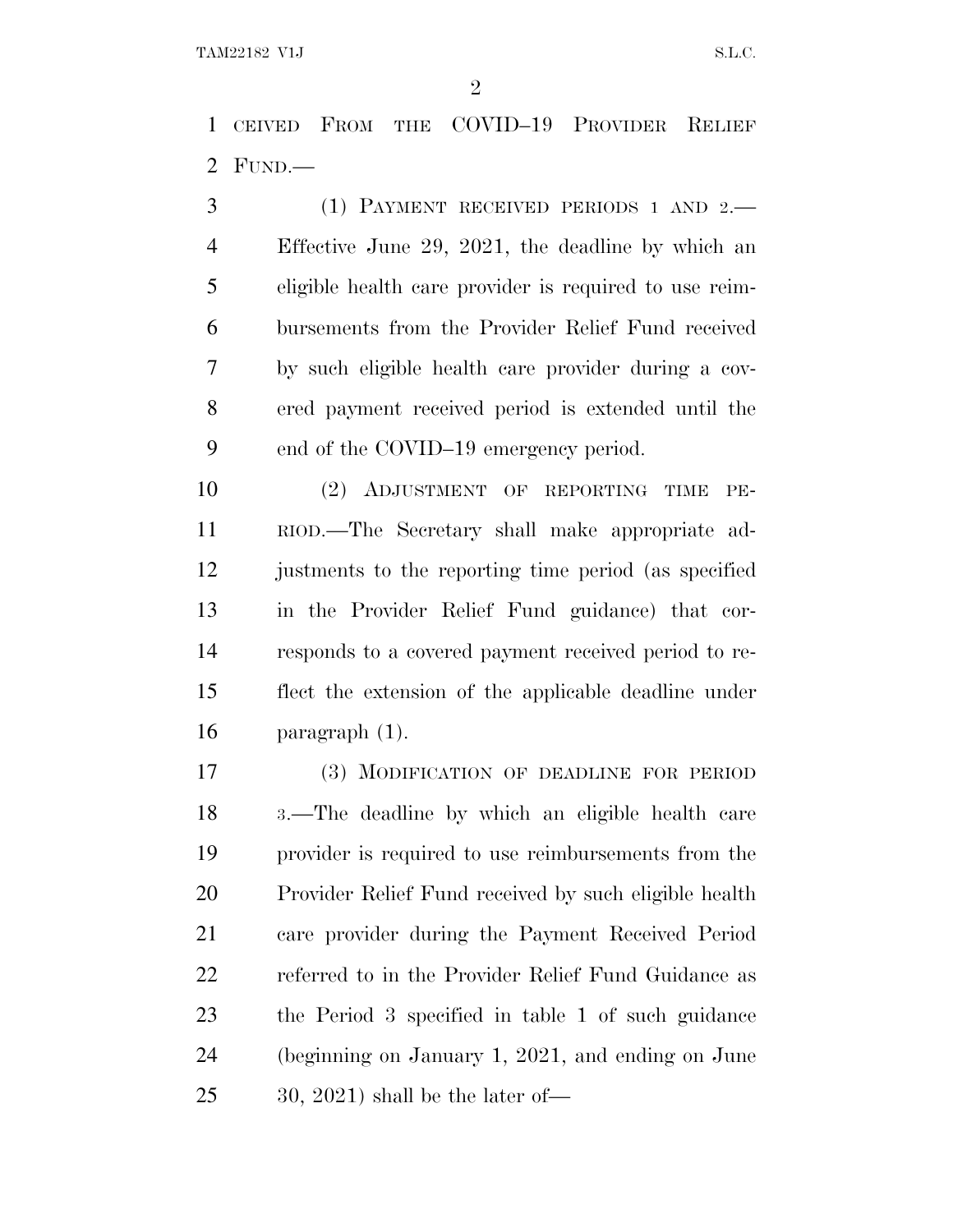CEIVED FROM THE COVID–19 PROVIDER RELIEF FUND.—

(1) PAYMENT RECEIVED PERIODS 1 AND 2.—Effective June 29, 2021, the deadline by which an eligible health care provider is required to use reimbursements from the Provider Relief Fund received by such eligible health care provider during a covered payment received period is extended until the end of the COVID–19 emergency period.

(2) ADJUSTMENT OF REPORTING TIME PERIOD.—The Secretary shall make appropriate adjustments to the reporting time period (as specified in the Provider Relief Fund guidance) that corresponds to a covered payment received period to reflect the extension of the applicable deadline under paragraph (1).

(3) MODIFICATION OF DEADLINE FOR PERIOD 3.—The deadline by which an eligible health care provider is required to use reimbursements from the Provider Relief Fund received by such eligible health care provider during the Payment Received Period referred to in the Provider Relief Fund Guidance as the Period 3 specified in table 1 of such guidance (beginning on January 1, 2021, and ending on June 30, 2021) shall be the later of—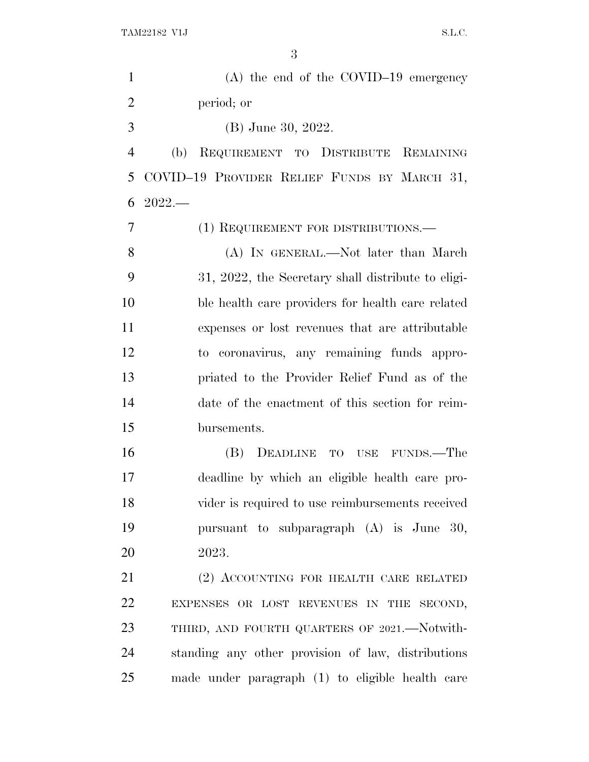(A) the end of the COVID–19 emergency period; or

(B) June 30, 2022.

(b) REQUIREMENT TO DISTRIBUTE REMAINING COVID–19 PROVIDER RELIEF FUNDS BY MARCH 31, 2022.—

(1) REQUIREMENT FOR DISTRIBUTIONS.—

(A) IN GENERAL.—Not later than March 31, 2022, the Secretary shall distribute to eligible health care providers for health care related expenses or lost revenues that are attributable to coronavirus, any remaining funds appropriated to the Provider Relief Fund as of the date of the enactment of this section for reimbursements.

(B) DEADLINE TO USE FUNDS.—The deadline by which an eligible health care provider is required to use reimbursements received pursuant to subparagraph (A) is June 30, 2023.

(2) ACCOUNTING FOR HEALTH CARE RELATED EXPENSES OR LOST REVENUES IN THE SECOND, THIRD, AND FOURTH QUARTERS OF 2021.—Notwithstanding any other provision of law, distributions made under paragraph (1) to eligible health care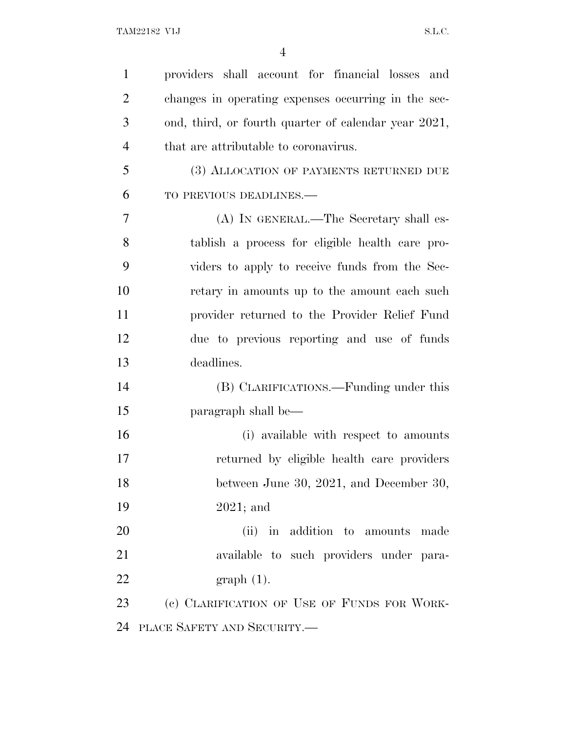providers shall account for financial losses and changes in operating expenses occurring in the second, third, or fourth quarter of calendar year 2021, that are attributable to coronavirus.

(3) ALLOCATION OF PAYMENTS RETURNED DUE TO PREVIOUS DEADLINES.—

(A) IN GENERAL.—The Secretary shall establish a process for eligible health care providers to apply to receive funds from the Secretary in amounts up to the amount each such provider returned to the Provider Relief Fund due to previous reporting and use of funds deadlines.

(B) CLARIFICATIONS.—Funding under this paragraph shall be—

(i) available with respect to amounts returned by eligible health care providers between June 30, 2021, and December 30, 2021; and

(ii) in addition to amounts made available to such providers under paragraph (1).

(c) CLARIFICATION OF USE OF FUNDS FOR WORKPLACE SAFETY AND SECURITY.—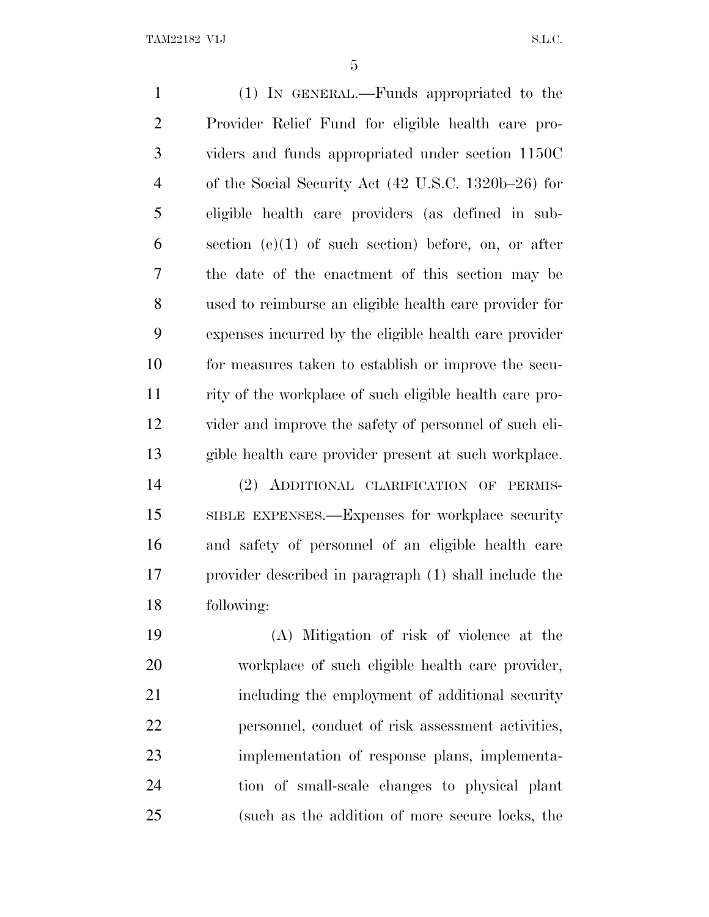(1) IN GENERAL.—Funds appropriated to the Provider Relief Fund for eligible health care providers and funds appropriated under section 1150C of the Social Security Act (42 U.S.C. 1320b–26) for eligible health care providers (as defined in subsection (e)(1) of such section) before, on, or after the date of the enactment of this section may be used to reimburse an eligible health care provider for expenses incurred by the eligible health care provider for measures taken to establish or improve the security of the workplace of such eligible health care provider and improve the safety of personnel of such eligible health care provider present at such workplace.

(2) ADDITIONAL CLARIFICATION OF PERMISSIBLE EXPENSES.—Expenses for workplace security and safety of personnel of an eligible health care provider described in paragraph (1) shall include the following:

(A) Mitigation of risk of violence at the workplace of such eligible health care provider, including the employment of additional security personnel, conduct of risk assessment activities, implementation of response plans, implementation of small-scale changes to physical plant (such as the addition of more secure locks, the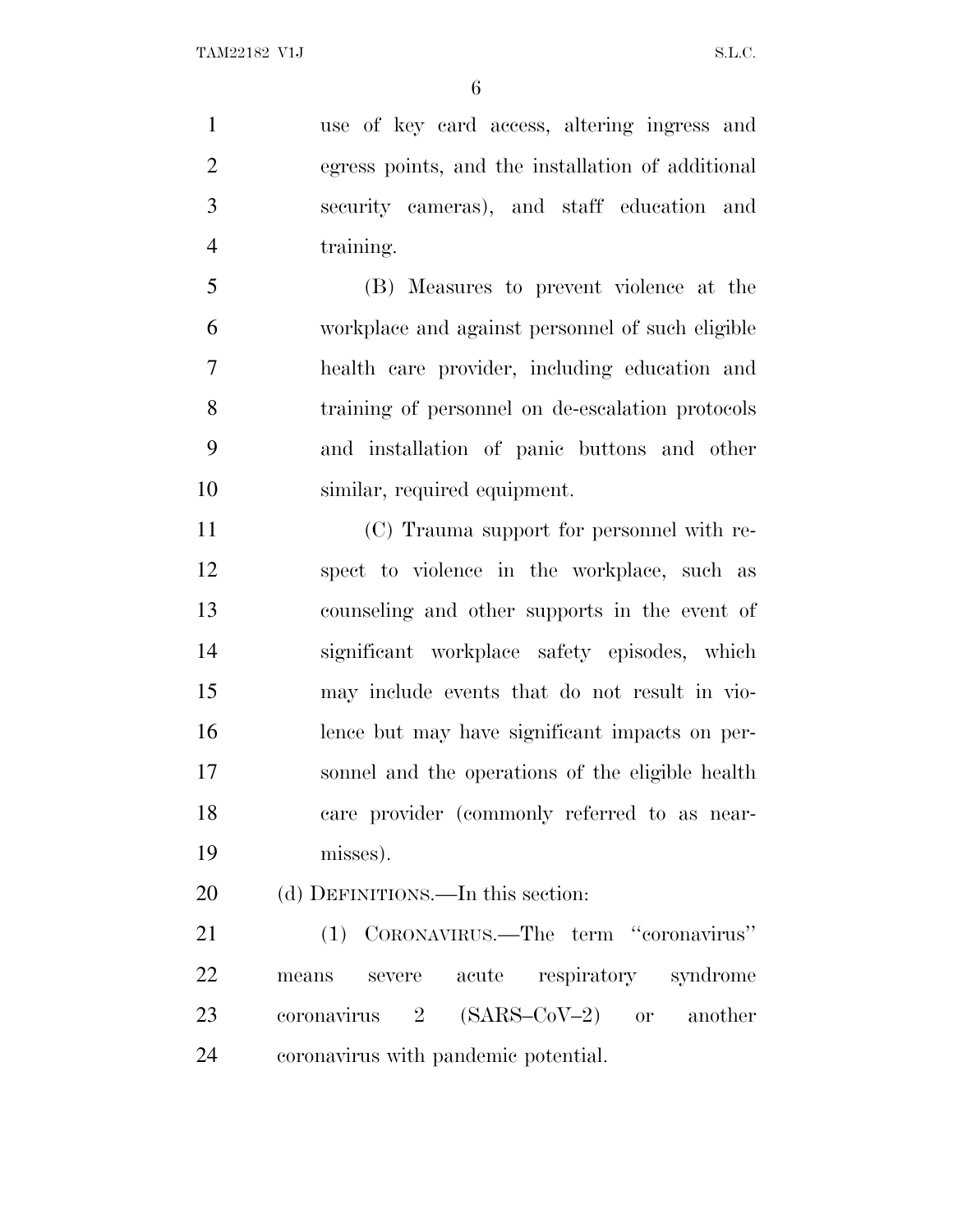use of key card access, altering ingress and egress points, and the installation of additional security cameras), and staff education and training.

(B) Measures to prevent violence at the workplace and against personnel of such eligible health care provider, including education and training of personnel on de-escalation protocols and installation of panic buttons and other similar, required equipment.

(C) Trauma support for personnel with respect to violence in the workplace, such as counseling and other supports in the event of significant workplace safety episodes, which may include events that do not result in violence but may have significant impacts on personnel and the operations of the eligible health care provider (commonly referred to as near-misses).

(d) DEFINITIONS.—In this section:

(1) CORONAVIRUS.—The term ''coronavirus'' means severe acute respiratory syndrome coronavirus 2 (SARS–CoV–2) or another coronavirus with pandemic potential.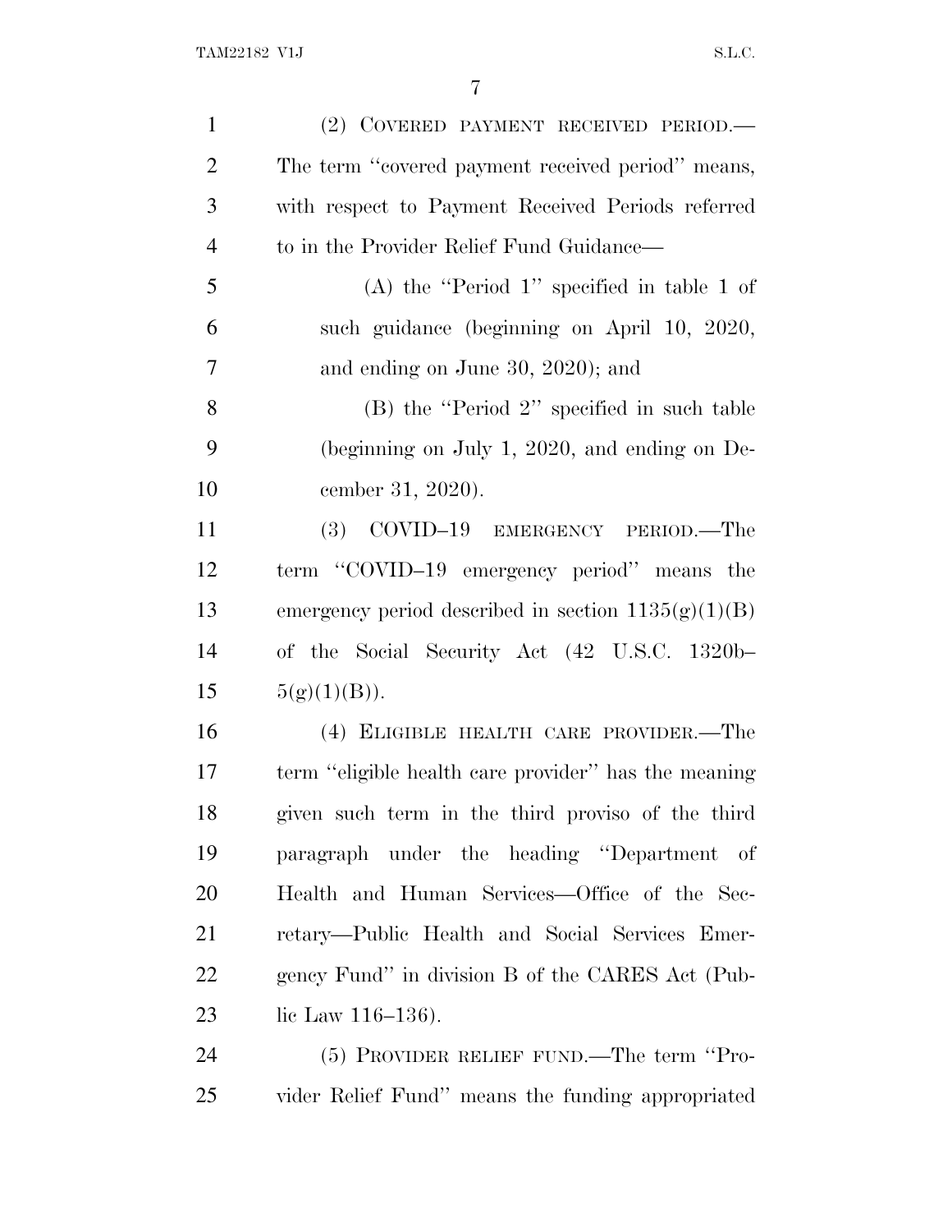(2) COVERED PAYMENT RECEIVED PERIOD.— The term "covered payment received period" means, with respect to Payment Received Periods referred to in the Provider Relief Fund Guidance—

(A) the "Period 1" specified in table 1 of such guidance (beginning on April 10, 2020, and ending on June 30, 2020); and

(B) the "Period 2" specified in such table (beginning on July 1, 2020, and ending on December 31, 2020).

(3) COVID–19 EMERGENCY PERIOD.—The term "COVID–19 emergency period" means the emergency period described in section 1135(g)(1)(B) of the Social Security Act (42 U.S.C. 1320b–5(g)(1)(B)).

(4) ELIGIBLE HEALTH CARE PROVIDER.—The term "eligible health care provider" has the meaning given such term in the third proviso of the third paragraph under the heading "Department of Health and Human Services—Office of the Secretary—Public Health and Social Services Emergency Fund" in division B of the CARES Act (Public Law 116–136).

(5) PROVIDER RELIEF FUND.—The term "Provider Relief Fund" means the funding appropriated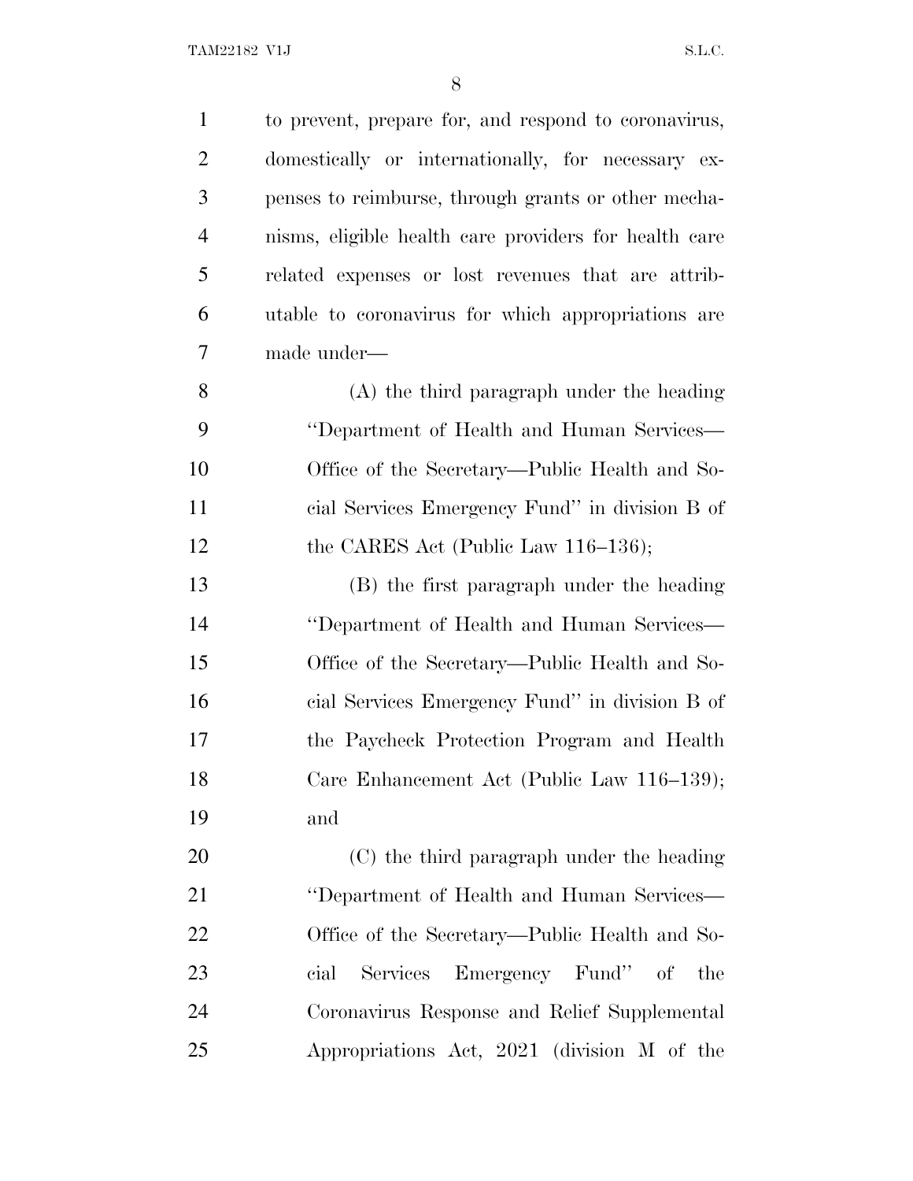to prevent, prepare for, and respond to coronavirus, domestically or internationally, for necessary expenses to reimburse, through grants or other mechanisms, eligible health care providers for health care related expenses or lost revenues that are attributable to coronavirus for which appropriations are made under—

(A) the third paragraph under the heading ''Department of Health and Human Services—Office of the Secretary—Public Health and Social Services Emergency Fund'' in division B of the CARES Act (Public Law 116–136);

(B) the first paragraph under the heading ''Department of Health and Human Services—Office of the Secretary—Public Health and Social Services Emergency Fund'' in division B of the Paycheck Protection Program and Health Care Enhancement Act (Public Law 116–139); and

(C) the third paragraph under the heading ''Department of Health and Human Services—Office of the Secretary—Public Health and Social Services Emergency Fund'' of the Coronavirus Response and Relief Supplemental Appropriations Act, 2021 (division M of the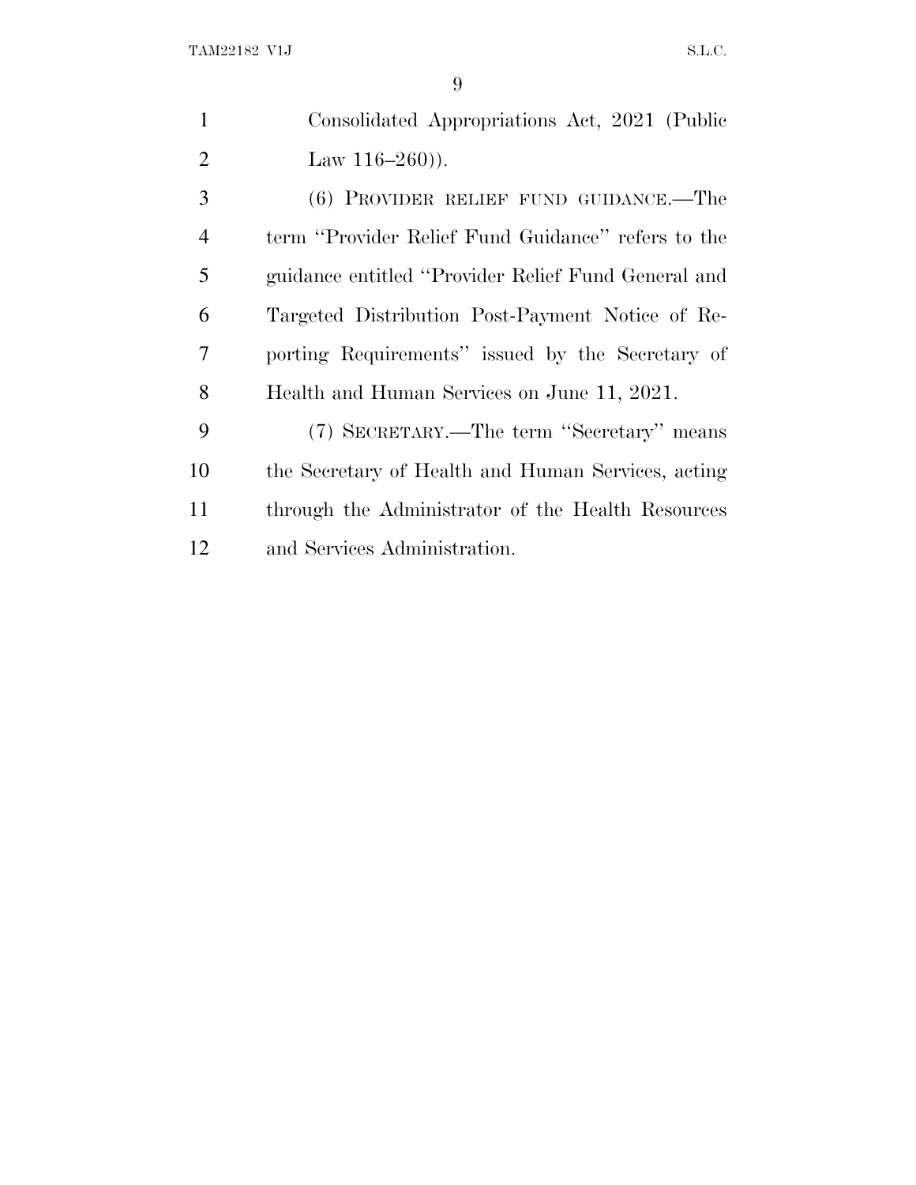Consolidated Appropriations Act, 2021 (Public Law 116–260)).

(6) PROVIDER RELIEF FUND GUIDANCE.—The term "Provider Relief Fund Guidance" refers to the guidance entitled "Provider Relief Fund General and Targeted Distribution Post-Payment Notice of Reporting Requirements" issued by the Secretary of Health and Human Services on June 11, 2021.

(7) SECRETARY.—The term "Secretary" means the Secretary of Health and Human Services, acting through the Administrator of the Health Resources and Services Administration.